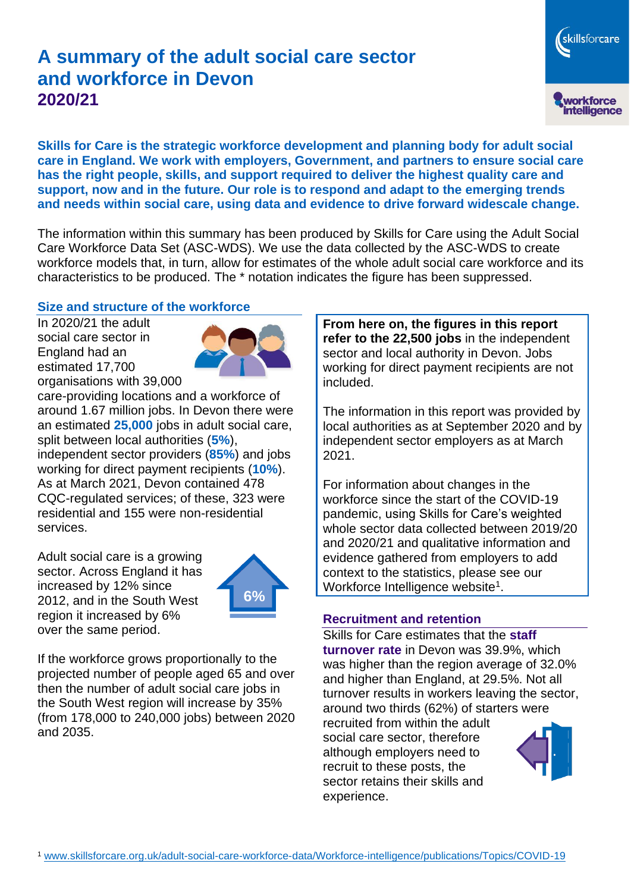# A summary of the adult social care sector and workforce in Devon 2020/21

**Skills for Care is the strategic workforce development and planning body for adult social care in England. We work with employers, Government, and partners to ensure social care has the right people, skills, and support required to deliver the highest quality care and support, now and in the future. Our role is to respond and adapt to the emerging trends and needs within social care, using data and evidence to drive forward widescale change.**

The information within this summary has been produced by Skills for Care using the Adult Social Care Workforce Data Set (ASC-WDS). We use the data collected by the ASC-WDS to create workforce models that, in turn, allow for estimates of the whole adult social care workforce and its characteristics to be produced. The * notation indicates the figure has been suppressed.

## Size and structure of the workforce

In 2020/21 the adult social care sector in England had an estimated 17,700 organisations with 39,000 care-providing locations and a workforce of around 1.67 million jobs. In Devon there were an estimated **25,000** jobs in adult social care, split between local authorities (**5%**), independent sector providers (**85%**) and jobs working for direct payment recipients (**10%**). As at March 2021, Devon contained 478 CQC-regulated services; of these, 323 were residential and 155 were non-residential services.

Adult social care is a growing sector. Across England it has increased by 12% since 2012, and in the South West region it increased by 6% over the same period.

6%

If the workforce grows proportionally to the projected number of people aged 65 and over then the number of adult social care jobs in the South West region will increase by 35% (from 178,000 to 240,000 jobs) between 2020 and 2035.

**From here on, the figures in this report refer to the 22,500 jobs** in the independent sector and local authority in Devon. Jobs working for direct payment recipients are not included.

The information in this report was provided by local authorities as at September 2020 and by independent sector employers as at March 2021.

For information about changes in the workforce since the start of the COVID-19 pandemic, using Skills for Care's weighted whole sector data collected between 2019/20 and 2020/21 and qualitative information and evidence gathered from employers to add context to the statistics, please see our Workforce Intelligence website[1].

## Recruitment and retention

Skills for Care estimates that the **staff turnover rate** in Devon was 39.9%, which was higher than the region average of 32.0% and higher than England, at 29.5%. Not all turnover results in workers leaving the sector, around two thirds (62%) of starters were recruited from within the adult social care sector, therefore although employers need to recruit to these posts, the sector retains their skills and experience.

[1] www.skillsforcare.org.uk/adult-social-care-workforce-data/Workforce-intelligence/publications/Topics/COVID-19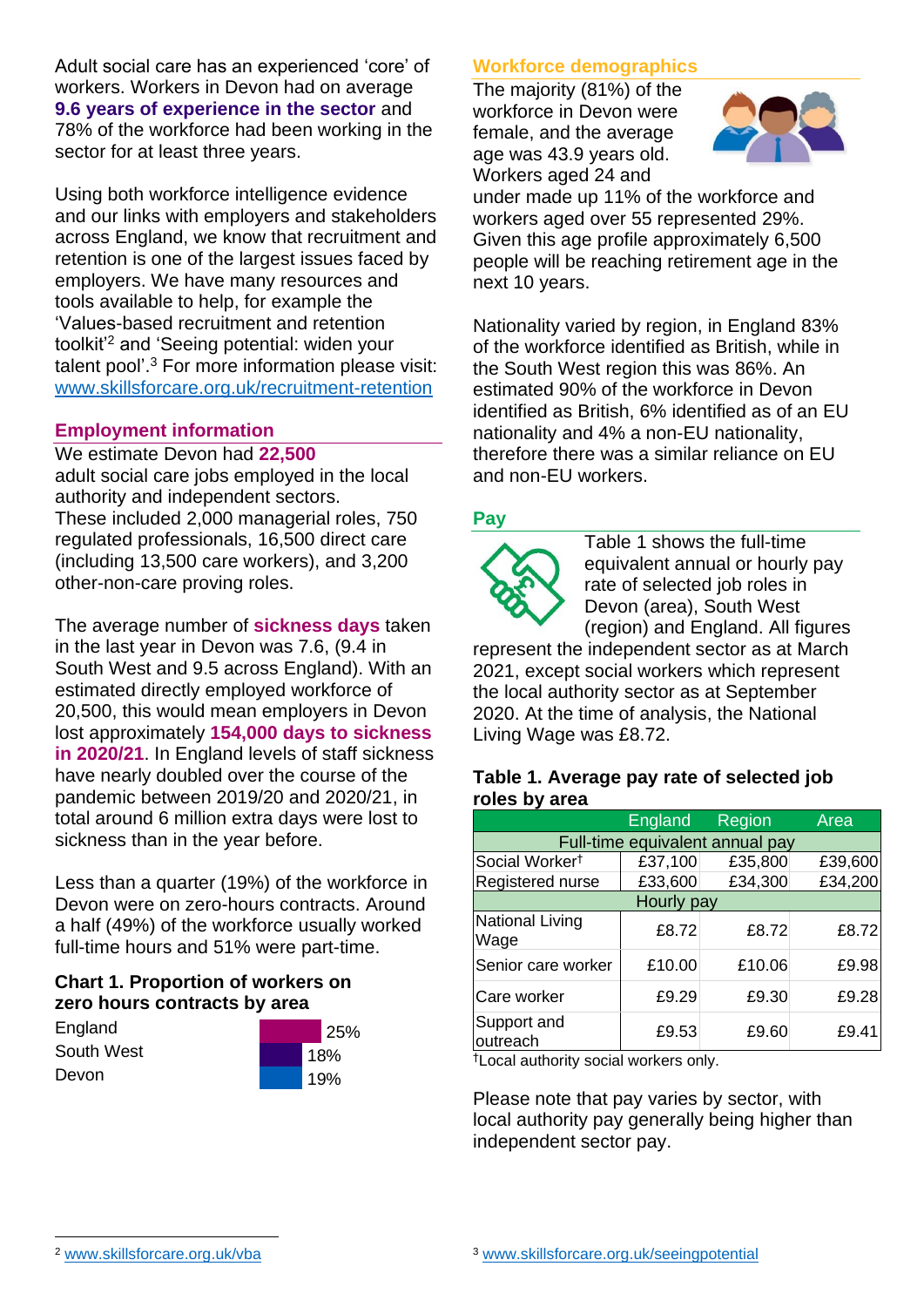Adult social care has an experienced 'core' of workers. Workers in Devon had on average **9.6 years of experience in the sector** and 78% of the workforce had been working in the sector for at least three years.

Using both workforce intelligence evidence and our links with employers and stakeholders across England, we know that recruitment and retention is one of the largest issues faced by employers. We have many resources and tools available to help, for example the 'Values-based recruitment and retention toolkit'[2] and 'Seeing potential: widen your talent pool'.[3] For more information please visit: www.skillsforcare.org.uk/recruitment-retention

## Employment information

We estimate Devon had **22,500** adult social care jobs employed in the local authority and independent sectors. These included 2,000 managerial roles, 750 regulated professionals, 16,500 direct care (including 13,500 care workers), and 3,200 other-non-care proving roles.

The average number of **sickness days** taken in the last year in Devon was 7.6, (9.4 in South West and 9.5 across England). With an estimated directly employed workforce of 20,500, this would mean employers in Devon lost approximately **154,000 days to sickness in 2020/21**. In England levels of staff sickness have nearly doubled over the course of the pandemic between 2019/20 and 2020/21, in total around 6 million extra days were lost to sickness than in the year before.

Less than a quarter (19%) of the workforce in Devon were on zero-hours contracts. Around a half (49%) of the workforce usually worked full-time hours and 51% were part-time.

### Chart 1. Proportion of workers on zero hours contracts by area

| Area | Proportion |
|---|---|
| England | 25% |
| South West | 18% |
| Devon | 19% |

## Workforce demographics

The majority (81%) of the workforce in Devon were female, and the average age was 43.9 years old. Workers aged 24 and under made up 11% of the workforce and workers aged over 55 represented 29%. Given this age profile approximately 6,500 people will be reaching retirement age in the next 10 years.

Nationality varied by region, in England 83% of the workforce identified as British, while in the South West region this was 86%. An estimated 90% of the workforce in Devon identified as British, 6% identified as of an EU nationality and 4% a non-EU nationality, therefore there was a similar reliance on EU and non-EU workers.

## Pay

Table 1 shows the full-time equivalent annual or hourly pay rate of selected job roles in Devon (area), South West (region) and England. All figures represent the independent sector as at March 2021, except social workers which represent the local authority sector as at September 2020. At the time of analysis, the National Living Wage was £8.72.

### Table 1. Average pay rate of selected job roles by area

| | England | Region | Area |
|---|---|---|---|
| **Full-time equivalent annual pay** | | | |
| Social Worker† | £37,100 | £35,800 | £39,600 |
| Registered nurse | £33,600 | £34,300 | £34,200 |
| **Hourly pay** | | | |
| National Living Wage | £8.72 | £8.72 | £8.72 |
| Senior care worker | £10.00 | £10.06 | £9.98 |
| Care worker | £9.29 | £9.30 | £9.28 |
| Support and outreach | £9.53 | £9.60 | £9.41 |

†Local authority social workers only.

Please note that pay varies by sector, with local authority pay generally being higher than independent sector pay.

[2] www.skillsforcare.org.uk/vba

[3] www.skillsforcare.org.uk/seeingpotential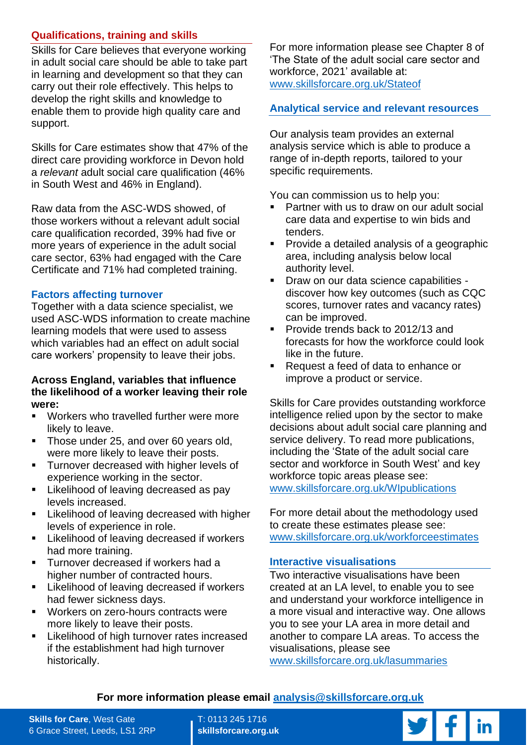## Qualifications, training and skills

Skills for Care believes that everyone working in adult social care should be able to take part in learning and development so that they can carry out their role effectively. This helps to develop the right skills and knowledge to enable them to provide high quality care and support.

Skills for Care estimates show that 47% of the direct care providing workforce in Devon hold a *relevant* adult social care qualification (46% in South West and 46% in England).

Raw data from the ASC-WDS showed, of those workers without a relevant adult social care qualification recorded, 39% had five or more years of experience in the adult social care sector, 63% had engaged with the Care Certificate and 71% had completed training.

## Factors affecting turnover

Together with a data science specialist, we used ASC-WDS information to create machine learning models that were used to assess which variables had an effect on adult social care workers' propensity to leave their jobs.

**Across England, variables that influence the likelihood of a worker leaving their role were:**

- Workers who travelled further were more likely to leave.
- Those under 25, and over 60 years old, were more likely to leave their posts.
- Turnover decreased with higher levels of experience working in the sector.
- Likelihood of leaving decreased as pay levels increased.
- Likelihood of leaving decreased with higher levels of experience in role.
- Likelihood of leaving decreased if workers had more training.
- Turnover decreased if workers had a higher number of contracted hours.
- Likelihood of leaving decreased if workers had fewer sickness days.
- Workers on zero-hours contracts were more likely to leave their posts.
- Likelihood of high turnover rates increased if the establishment had high turnover historically.

For more information please see Chapter 8 of 'The State of the adult social care sector and workforce, 2021' available at: www.skillsforcare.org.uk/Stateof

## Analytical service and relevant resources

Our analysis team provides an external analysis service which is able to produce a range of in-depth reports, tailored to your specific requirements.

You can commission us to help you:

- Partner with us to draw on our adult social care data and expertise to win bids and tenders.
- Provide a detailed analysis of a geographic area, including analysis below local authority level.
- Draw on our data science capabilities - discover how key outcomes (such as CQC scores, turnover rates and vacancy rates) can be improved.
- Provide trends back to 2012/13 and forecasts for how the workforce could look like in the future.
- Request a feed of data to enhance or improve a product or service.

Skills for Care provides outstanding workforce intelligence relied upon by the sector to make decisions about adult social care planning and service delivery. To read more publications, including the 'State of the adult social care sector and workforce in South West' and key workforce topic areas please see: www.skillsforcare.org.uk/WIpublications

For more detail about the methodology used to create these estimates please see: www.skillsforcare.org.uk/workforceestimates

## Interactive visualisations

Two interactive visualisations have been created at an LA level, to enable you to see and understand your workforce intelligence in a more visual and interactive way. One allows you to see your LA area in more detail and another to compare LA areas. To access the visualisations, please see www.skillsforcare.org.uk/lasummaries

**For more information please email analysis@skillsforcare.org.uk**

**Skills for Care**, West Gate
6 Grace Street, Leeds, LS1 2RP

T: 0113 245 1716
**skillsforcare.org.uk**